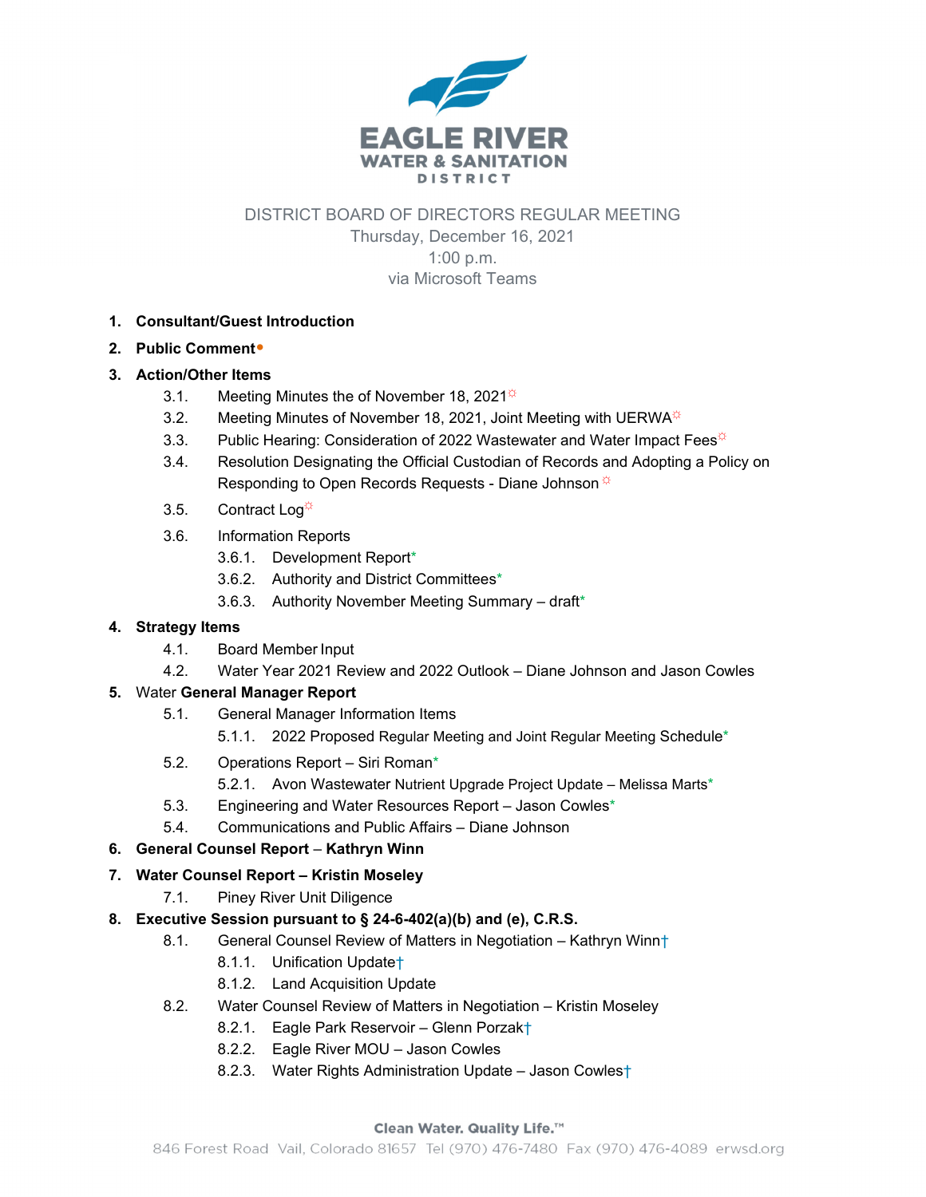# EAGLE RIVER WATER & SANITATION DISTRICT

DISTRICT BOARD OF DIRECTORS REGULAR MEETING
Thursday, December 16, 2021
1:00 p.m.
via Microsoft Teams

1. **Consultant/Guest Introduction**
2. **Public Comment**•
3. **Action/Other Items**
   - 3.1. Meeting Minutes the of November 18, 2021☼
   - 3.2. Meeting Minutes of November 18, 2021, Joint Meeting with UERWA☼
   - 3.3. Public Hearing: Consideration of 2022 Wastewater and Water Impact Fees☼
   - 3.4. Resolution Designating the Official Custodian of Records and Adopting a Policy on Responding to Open Records Requests - Diane Johnson ☼
   - 3.5. Contract Log☼
   - 3.6. Information Reports
     - 3.6.1. Development Report*
     - 3.6.2. Authority and District Committees*
     - 3.6.3. Authority November Meeting Summary – draft*
4. **Strategy Items**
   - 4.1. Board Member Input
   - 4.2. Water Year 2021 Review and 2022 Outlook – Diane Johnson and Jason Cowles
5. Water **General Manager Report**
   - 5.1. General Manager Information Items
     - 5.1.1. 2022 Proposed Regular Meeting and Joint Regular Meeting Schedule*
   - 5.2. Operations Report – Siri Roman*
     - 5.2.1. Avon Wastewater Nutrient Upgrade Project Update – Melissa Marts*
   - 5.3. Engineering and Water Resources Report – Jason Cowles*
   - 5.4. Communications and Public Affairs – Diane Johnson
6. **General Counsel Report** – **Kathryn Winn**
7. **Water Counsel Report – Kristin Moseley**
   - 7.1. Piney River Unit Diligence
8. **Executive Session pursuant to § 24-6-402(a)(b) and (e), C.R.S.**
   - 8.1. General Counsel Review of Matters in Negotiation – Kathryn Winn†
     - 8.1.1. Unification Update†
     - 8.1.2. Land Acquisition Update
   - 8.2. Water Counsel Review of Matters in Negotiation – Kristin Moseley
     - 8.2.1. Eagle Park Reservoir – Glenn Porzak†
     - 8.2.2. Eagle River MOU – Jason Cowles
     - 8.2.3. Water Rights Administration Update – Jason Cowles†

Clean Water. Quality Life.™
846 Forest Road Vail, Colorado 81657 Tel (970) 476-7480 Fax (970) 476-4089 erwsd.org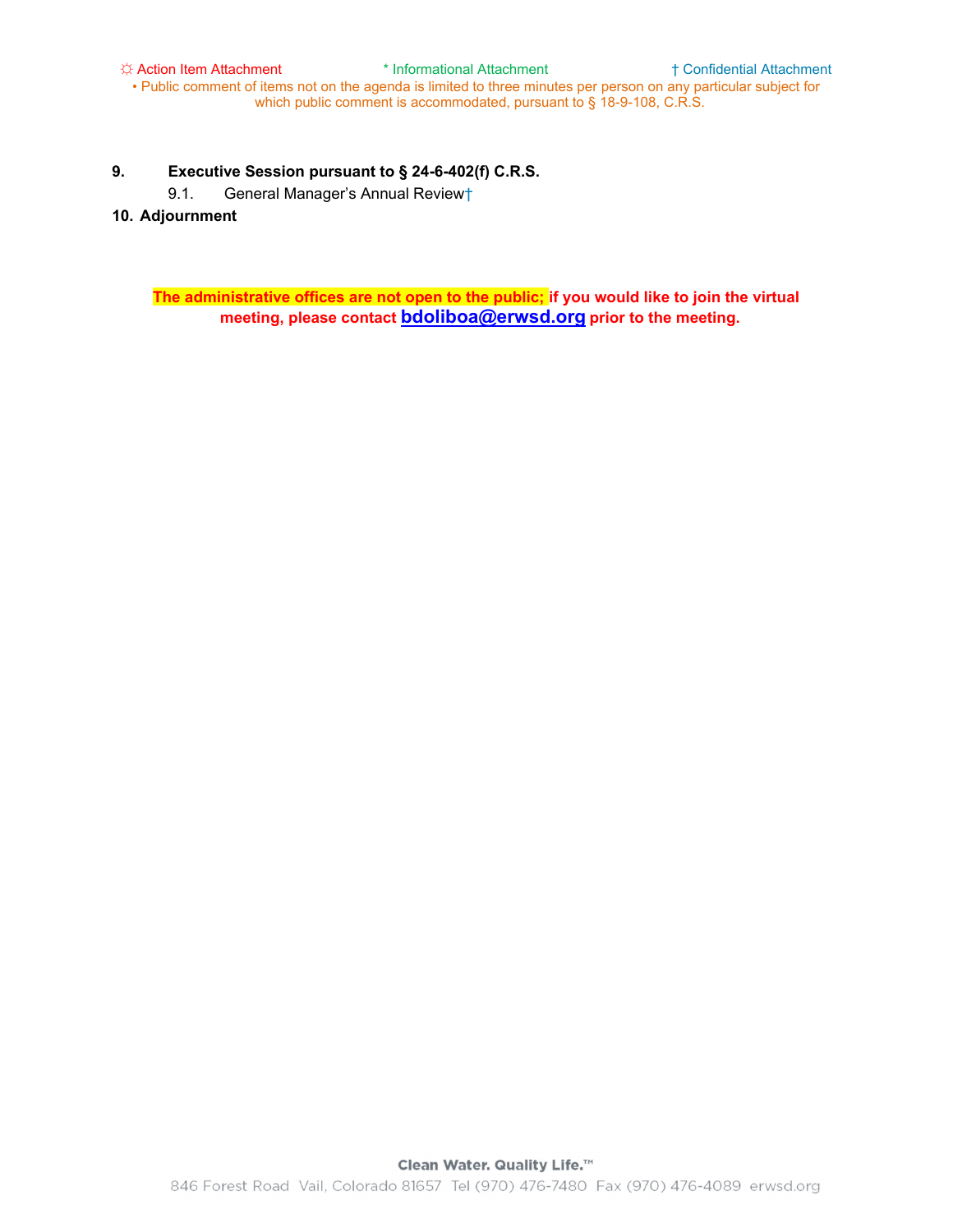☼ Action Item Attachment * Informational Attachment † Confidential Attachment

• Public comment of items not on the agenda is limited to three minutes per person on any particular subject for which public comment is accommodated, pursuant to § 18-9-108, C.R.S.

**9. Executive Session pursuant to § 24-6-402(f) C.R.S.**

9.1. General Manager's Annual Review†

**10. Adjournment**

**The administrative offices are not open to the public; if you would like to join the virtual meeting, please contact bdoliboa@erwsd.org prior to the meeting.**

Clean Water. Quality Life.™

846 Forest Road Vail, Colorado 81657 Tel (970) 476-7480 Fax (970) 476-4089 erwsd.org